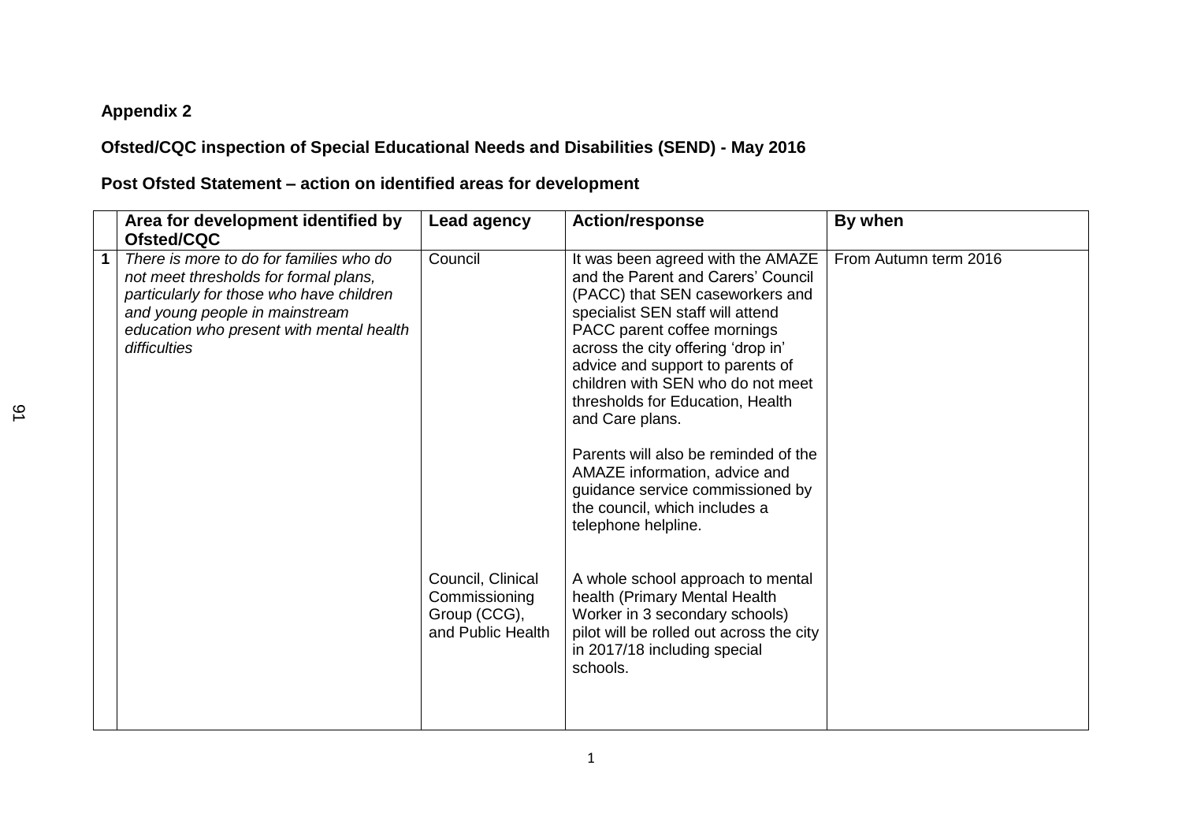**Appendix 2**

**Ofsted/CQC inspection of Special Educational Needs and Disabilities (SEND) - May 2016**

**Post Ofsted Statement – action on identified areas for development**

| | Area for development identified by Ofsted/CQC | Lead agency | Action/response | By when |
|---|---|---|---|---|
| 1 | *There is more to do for families who do not meet thresholds for formal plans, particularly for those who have children and young people in mainstream education who present with mental health difficulties* | Council | It was been agreed with the AMAZE and the Parent and Carers' Council (PACC) that SEN caseworkers and specialist SEN staff will attend PACC parent coffee mornings across the city offering 'drop in' advice and support to parents of children with SEN who do not meet thresholds for Education, Health and Care plans.<br><br>Parents will also be reminded of the AMAZE information, advice and guidance service commissioned by the council, which includes a telephone helpline. | From Autumn term 2016 |
| | | Council, Clinical Commissioning Group (CCG), and Public Health | A whole school approach to mental health (Primary Mental Health Worker in 3 secondary schools) pilot will be rolled out across the city in 2017/18 including special schools. | |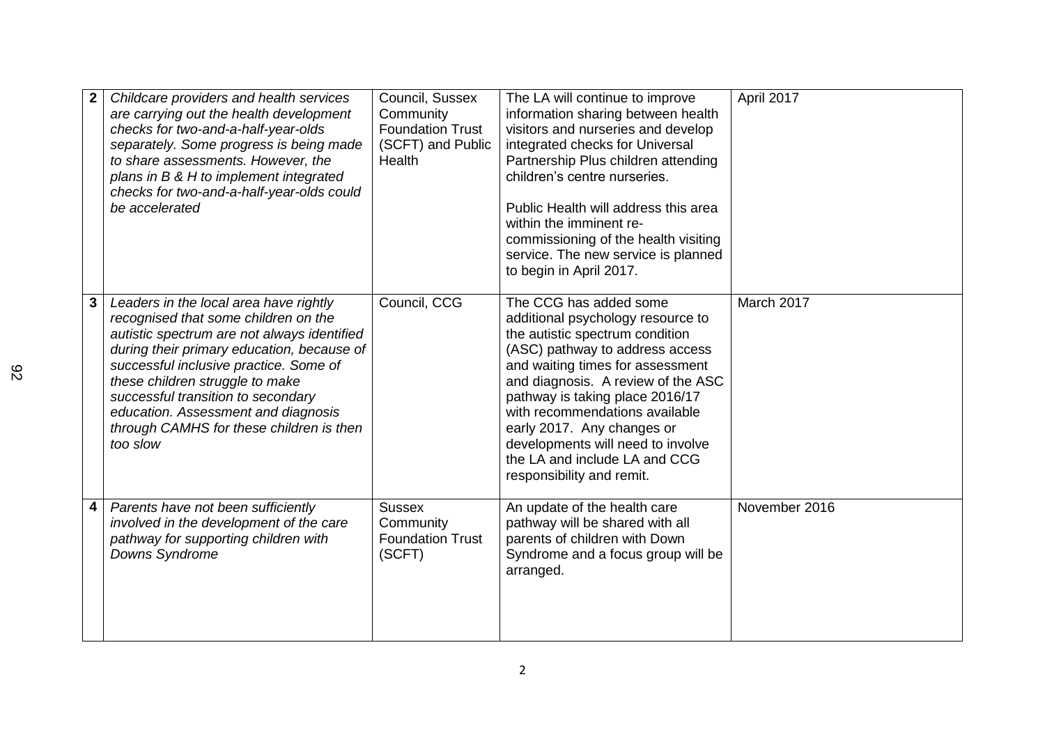| 2 | *Childcare providers and health services are carrying out the health development checks for two-and-a-half-year-olds separately. Some progress is being made to share assessments. However, the plans in B & H to implement integrated checks for two-and-a-half-year-olds could be accelerated* | Council, Sussex Community Foundation Trust (SCFT) and Public Health | The LA will continue to improve information sharing between health visitors and nurseries and develop integrated checks for Universal Partnership Plus children attending children's centre nurseries.<br><br>Public Health will address this area within the imminent re-commissioning of the health visiting service. The new service is planned to begin in April 2017. | April 2017 |
|---|---|---|---|---|
| 3 | *Leaders in the local area have rightly recognised that some children on the autistic spectrum are not always identified during their primary education, because of successful inclusive practice. Some of these children struggle to make successful transition to secondary education. Assessment and diagnosis through CAMHS for these children is then too slow* | Council, CCG | The CCG has added some additional psychology resource to the autistic spectrum condition (ASC) pathway to address access and waiting times for assessment and diagnosis. A review of the ASC pathway is taking place 2016/17 with recommendations available early 2017. Any changes or developments will need to involve the LA and include LA and CCG responsibility and remit. | March 2017 |
| 4 | *Parents have not been sufficiently involved in the development of the care pathway for supporting children with Downs Syndrome* | Sussex Community Foundation Trust (SCFT) | An update of the health care pathway will be shared with all parents of children with Down Syndrome and a focus group will be arranged. | November 2016 |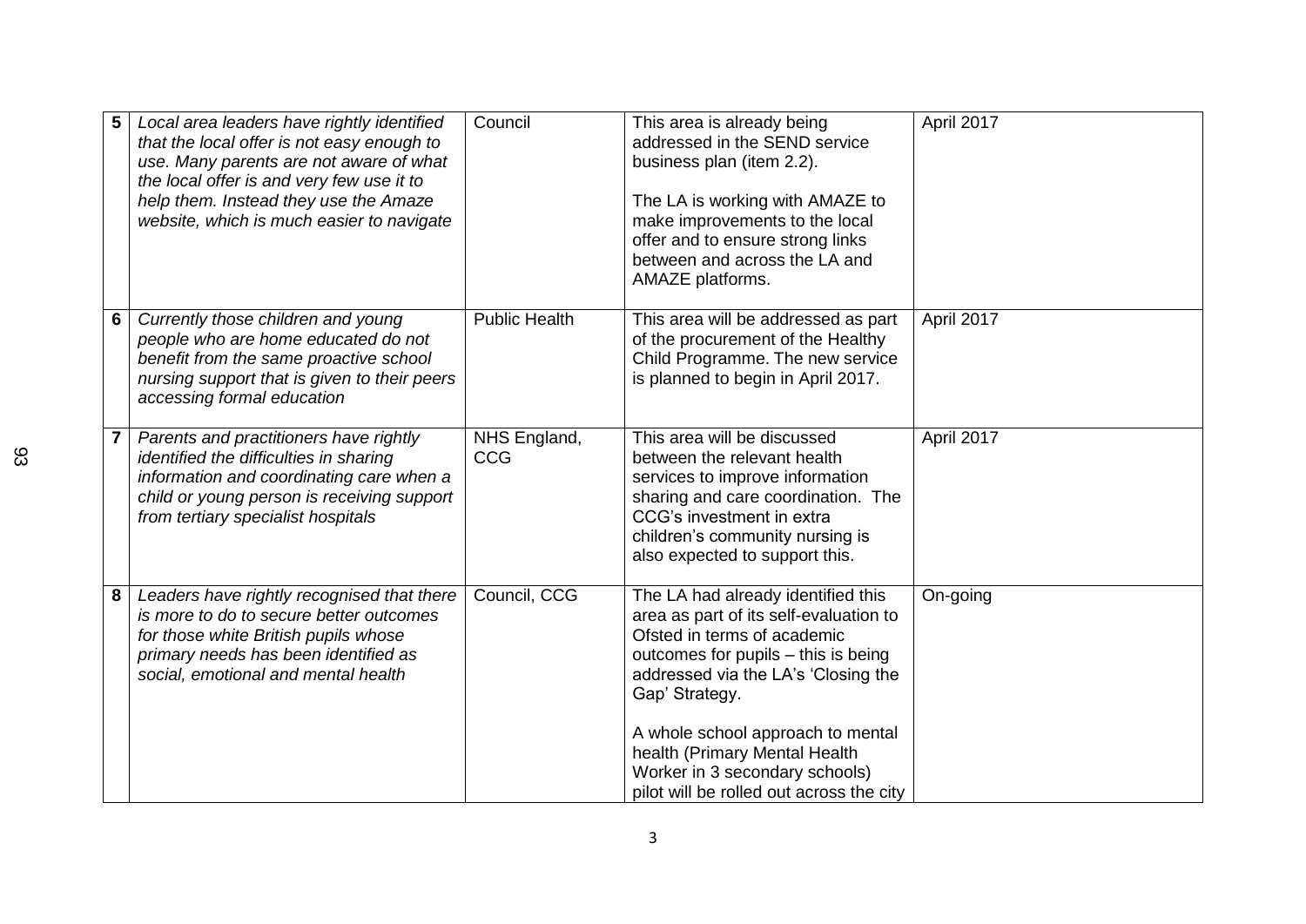| | | | | |
|---|---|---|---|---|
| 5 | *Local area leaders have rightly identified that the local offer is not easy enough to use. Many parents are not aware of what the local offer is and very few use it to help them. Instead they use the Amaze website, which is much easier to navigate* | Council | This area is already being addressed in the SEND service business plan (item 2.2).<br><br>The LA is working with AMAZE to make improvements to the local offer and to ensure strong links between and across the LA and AMAZE platforms. | April 2017 |
| 6 | *Currently those children and young people who are home educated do not benefit from the same proactive school nursing support that is given to their peers accessing formal education* | Public Health | This area will be addressed as part of the procurement of the Healthy Child Programme. The new service is planned to begin in April 2017. | April 2017 |
| 7 | *Parents and practitioners have rightly identified the difficulties in sharing information and coordinating care when a child or young person is receiving support from tertiary specialist hospitals* | NHS England, CCG | This area will be discussed between the relevant health services to improve information sharing and care coordination. The CCG's investment in extra children's community nursing is also expected to support this. | April 2017 |
| 8 | *Leaders have rightly recognised that there is more to do to secure better outcomes for those white British pupils whose primary needs has been identified as social, emotional and mental health* | Council, CCG | The LA had already identified this area as part of its self-evaluation to Ofsted in terms of academic outcomes for pupils – this is being addressed via the LA's 'Closing the Gap' Strategy.<br><br>A whole school approach to mental health (Primary Mental Health Worker in 3 secondary schools) pilot will be rolled out across the city | On-going |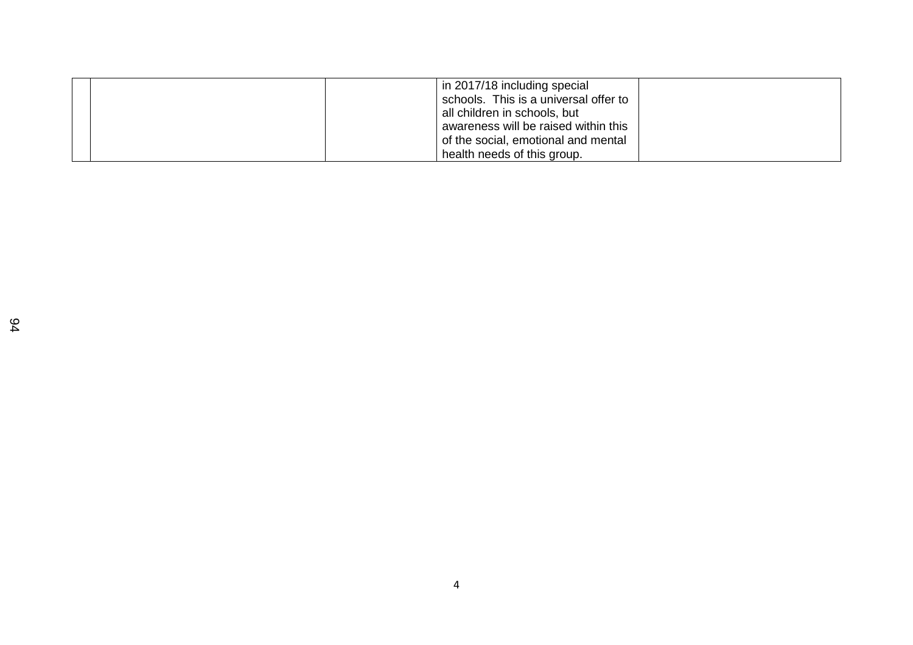| | | | | |
|---|---|---|---|---|
| | | | in 2017/18 including special schools. This is a universal offer to all children in schools, but awareness will be raised within this of the social, emotional and mental health needs of this group. | |